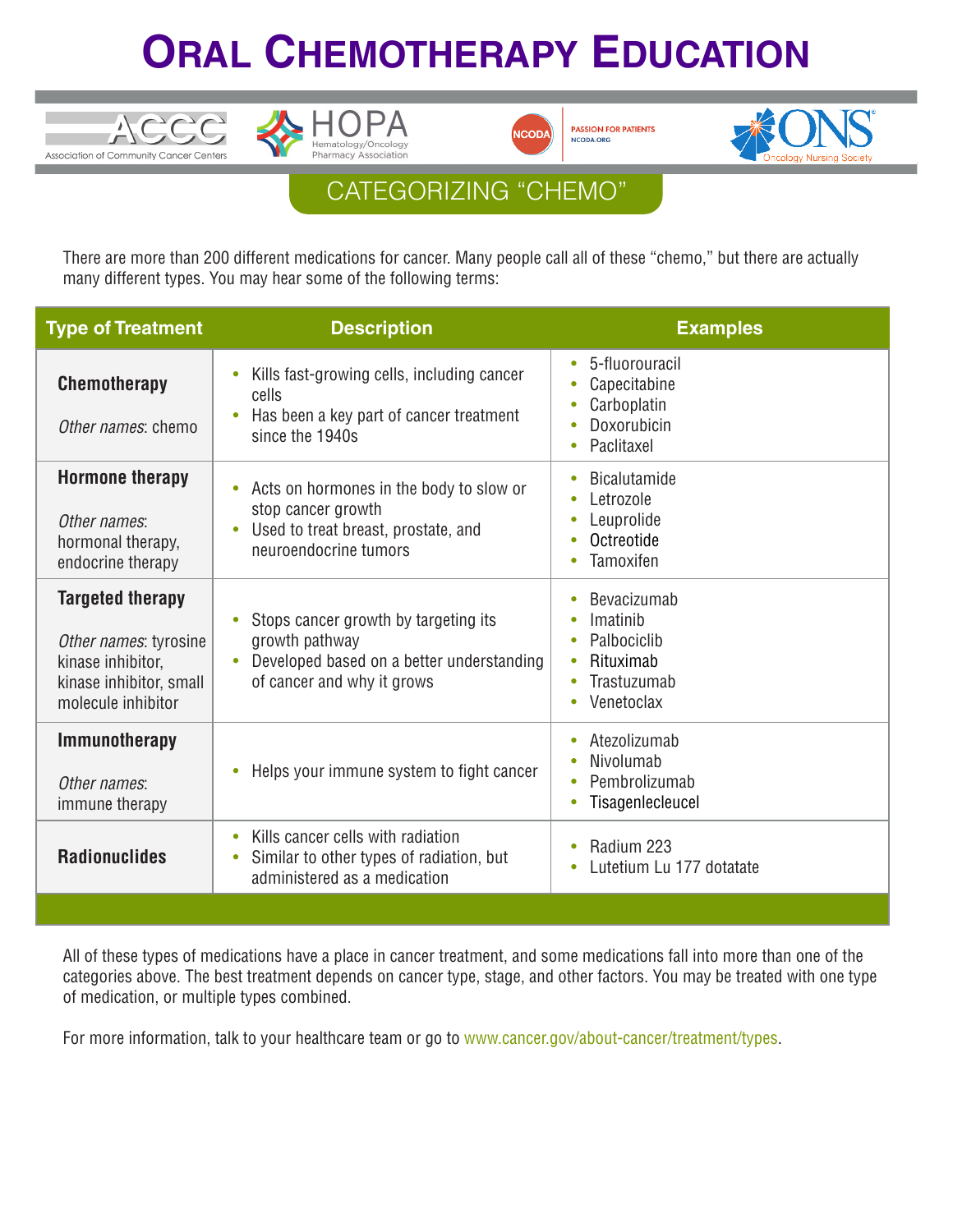# Oral Chemotherapy Education

ACCC Association of Community Cancer Centers | HOPA Hematology/Oncology Pharmacy Association | NCODA Passion for Patients NCODA.ORG | ONS Oncology Nursing Society

## CATEGORIZING "CHEMO"

There are more than 200 different medications for cancer. Many people call all of these "chemo," but there are actually many different types. You may hear some of the following terms:

| Type of Treatment | Description | Examples |
|---|---|---|
| **Chemotherapy**<br><br>*Other names*: chemo | • Kills fast-growing cells, including cancer cells<br>• Has been a key part of cancer treatment since the 1940s | • 5-fluorouracil<br>• Capecitabine<br>• Carboplatin<br>• Doxorubicin<br>• Paclitaxel |
| **Hormone therapy**<br><br>*Other names*: hormonal therapy, endocrine therapy | • Acts on hormones in the body to slow or stop cancer growth<br>• Used to treat breast, prostate, and neuroendocrine tumors | • Bicalutamide<br>• Letrozole<br>• Leuprolide<br>• Octreotide<br>• Tamoxifen |
| **Targeted therapy**<br><br>*Other names*: tyrosine kinase inhibitor, kinase inhibitor, small molecule inhibitor | • Stops cancer growth by targeting its growth pathway<br>• Developed based on a better understanding of cancer and why it grows | • Bevacizumab<br>• Imatinib<br>• Palbociclib<br>• Rituximab<br>• Trastuzumab<br>• Venetoclax |
| **Immunotherapy**<br><br>*Other names*: immune therapy | • Helps your immune system to fight cancer | • Atezolizumab<br>• Nivolumab<br>• Pembrolizumab<br>• Tisagenlecleucel |
| **Radionuclides** | • Kills cancer cells with radiation<br>• Similar to other types of radiation, but administered as a medication | • Radium 223<br>• Lutetium Lu 177 dotatate |

All of these types of medications have a place in cancer treatment, and some medications fall into more than one of the categories above. The best treatment depends on cancer type, stage, and other factors. You may be treated with one type of medication, or multiple types combined.

For more information, talk to your healthcare team or go to www.cancer.gov/about-cancer/treatment/types.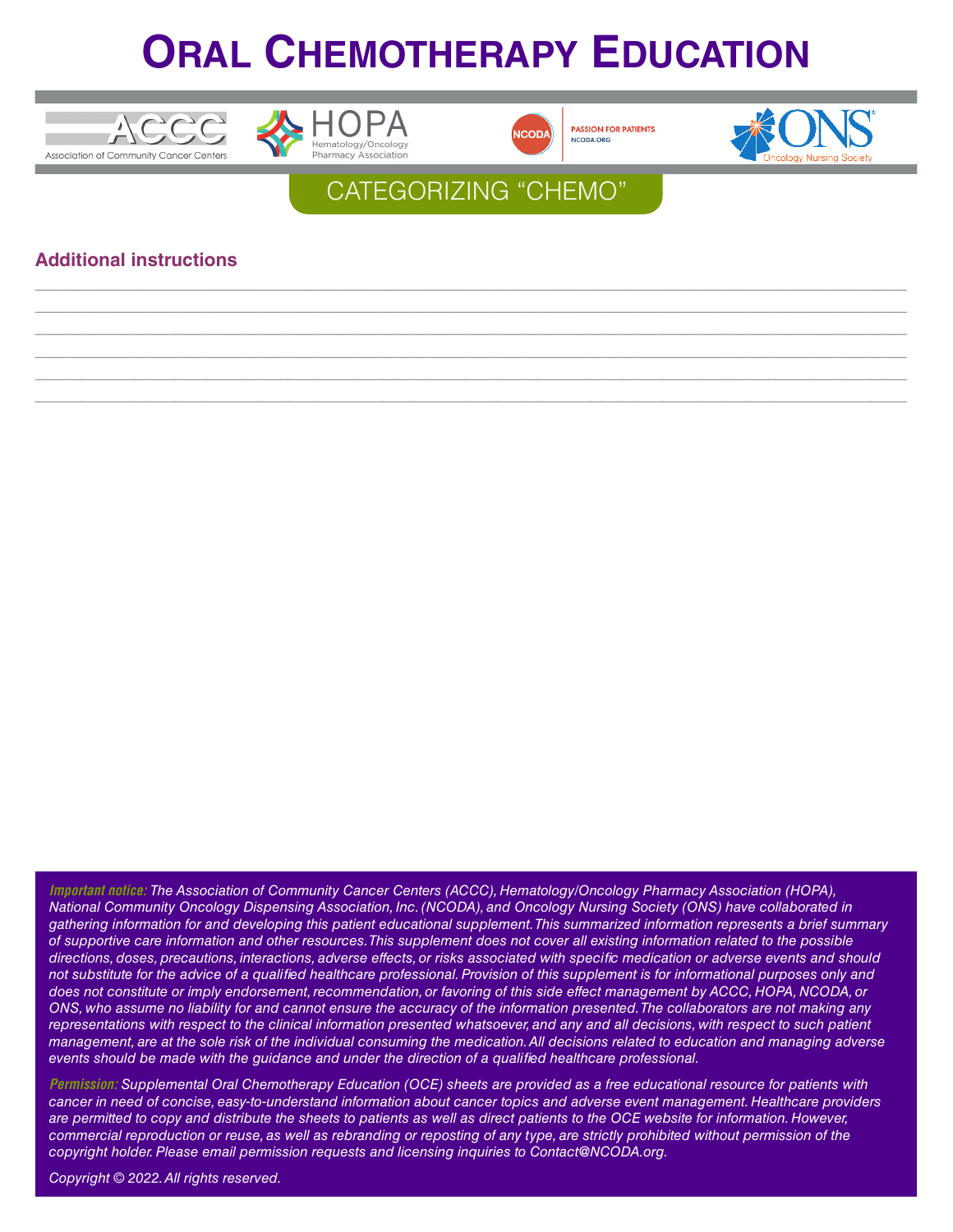# Oral Chemotherapy Education

Association of Community Cancer Centers | Hematology/Oncology Pharmacy Association | NCODA PASSION FOR PATIENTS NCODA.ORG | Oncology Nursing Society

## CATEGORIZING "CHEMO"

### Additional instructions

\_\_\_\_\_\_\_\_\_\_\_\_\_\_\_\_\_\_\_\_\_\_\_\_\_\_\_\_\_\_\_\_\_\_\_\_\_\_\_\_\_\_\_\_\_\_\_\_\_\_\_\_\_\_\_\_\_\_\_\_\_\_\_\_\_\_\_\_\_\_\_\_

\_\_\_\_\_\_\_\_\_\_\_\_\_\_\_\_\_\_\_\_\_\_\_\_\_\_\_\_\_\_\_\_\_\_\_\_\_\_\_\_\_\_\_\_\_\_\_\_\_\_\_\_\_\_\_\_\_\_\_\_\_\_\_\_\_\_\_\_\_\_\_\_

\_\_\_\_\_\_\_\_\_\_\_\_\_\_\_\_\_\_\_\_\_\_\_\_\_\_\_\_\_\_\_\_\_\_\_\_\_\_\_\_\_\_\_\_\_\_\_\_\_\_\_\_\_\_\_\_\_\_\_\_\_\_\_\_\_\_\_\_\_\_\_\_

\_\_\_\_\_\_\_\_\_\_\_\_\_\_\_\_\_\_\_\_\_\_\_\_\_\_\_\_\_\_\_\_\_\_\_\_\_\_\_\_\_\_\_\_\_\_\_\_\_\_\_\_\_\_\_\_\_\_\_\_\_\_\_\_\_\_\_\_\_\_\_\_

\_\_\_\_\_\_\_\_\_\_\_\_\_\_\_\_\_\_\_\_\_\_\_\_\_\_\_\_\_\_\_\_\_\_\_\_\_\_\_\_\_\_\_\_\_\_\_\_\_\_\_\_\_\_\_\_\_\_\_\_\_\_\_\_\_\_\_\_\_\_\_\_

\_\_\_\_\_\_\_\_\_\_\_\_\_\_\_\_\_\_\_\_\_\_\_\_\_\_\_\_\_\_\_\_\_\_\_\_\_\_\_\_\_\_\_\_\_\_\_\_\_\_\_\_\_\_\_\_\_\_\_\_\_\_\_\_\_\_\_\_\_\_\_\_

***Important notice:*** *The Association of Community Cancer Centers (ACCC), Hematology/Oncology Pharmacy Association (HOPA), National Community Oncology Dispensing Association, Inc. (NCODA), and Oncology Nursing Society (ONS) have collaborated in gathering information for and developing this patient educational supplement. This summarized information represents a brief summary of supportive care information and other resources. This supplement does not cover all existing information related to the possible directions, doses, precautions, interactions, adverse effects, or risks associated with specific medication or adverse events and should not substitute for the advice of a qualified healthcare professional. Provision of this supplement is for informational purposes only and does not constitute or imply endorsement, recommendation, or favoring of this side effect management by ACCC, HOPA, NCODA, or ONS, who assume no liability for and cannot ensure the accuracy of the information presented. The collaborators are not making any representations with respect to the clinical information presented whatsoever, and any and all decisions, with respect to such patient management, are at the sole risk of the individual consuming the medication. All decisions related to education and managing adverse events should be made with the guidance and under the direction of a qualified healthcare professional.*

***Permission:*** *Supplemental Oral Chemotherapy Education (OCE) sheets are provided as a free educational resource for patients with cancer in need of concise, easy-to-understand information about cancer topics and adverse event management. Healthcare providers are permitted to copy and distribute the sheets to patients as well as direct patients to the OCE website for information. However, commercial reproduction or reuse, as well as rebranding or reposting of any type, are strictly prohibited without permission of the copyright holder. Please email permission requests and licensing inquiries to Contact@NCODA.org.*

*Copyright © 2022. All rights reserved.*